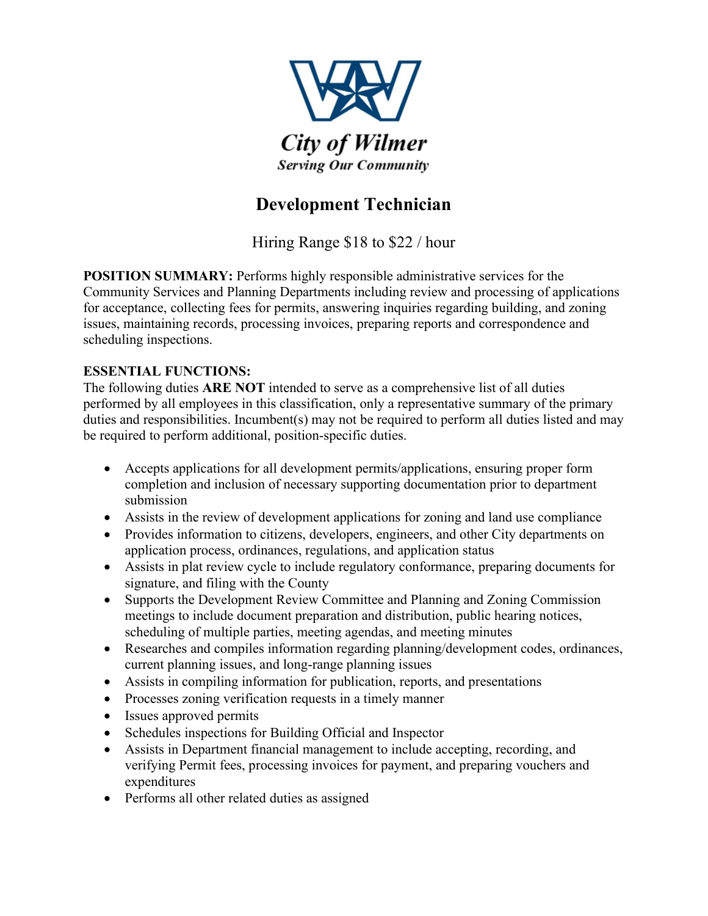City of Wilmer

*Serving Our Community*

# Development Technician

Hiring Range $18 to $22 / hour

**POSITION SUMMARY:** Performs highly responsible administrative services for the Community Services and Planning Departments including review and processing of applications for acceptance, collecting fees for permits, answering inquiries regarding building, and zoning issues, maintaining records, processing invoices, preparing reports and correspondence and scheduling inspections.

**ESSENTIAL FUNCTIONS:**

The following duties **ARE NOT** intended to serve as a comprehensive list of all duties performed by all employees in this classification, only a representative summary of the primary duties and responsibilities. Incumbent(s) may not be required to perform all duties listed and may be required to perform additional, position-specific duties.

- Accepts applications for all development permits/applications, ensuring proper form completion and inclusion of necessary supporting documentation prior to department submission
- Assists in the review of development applications for zoning and land use compliance
- Provides information to citizens, developers, engineers, and other City departments on application process, ordinances, regulations, and application status
- Assists in plat review cycle to include regulatory conformance, preparing documents for signature, and filing with the County
- Supports the Development Review Committee and Planning and Zoning Commission meetings to include document preparation and distribution, public hearing notices, scheduling of multiple parties, meeting agendas, and meeting minutes
- Researches and compiles information regarding planning/development codes, ordinances, current planning issues, and long-range planning issues
- Assists in compiling information for publication, reports, and presentations
- Processes zoning verification requests in a timely manner
- Issues approved permits
- Schedules inspections for Building Official and Inspector
- Assists in Department financial management to include accepting, recording, and verifying Permit fees, processing invoices for payment, and preparing vouchers and expenditures
- Performs all other related duties as assigned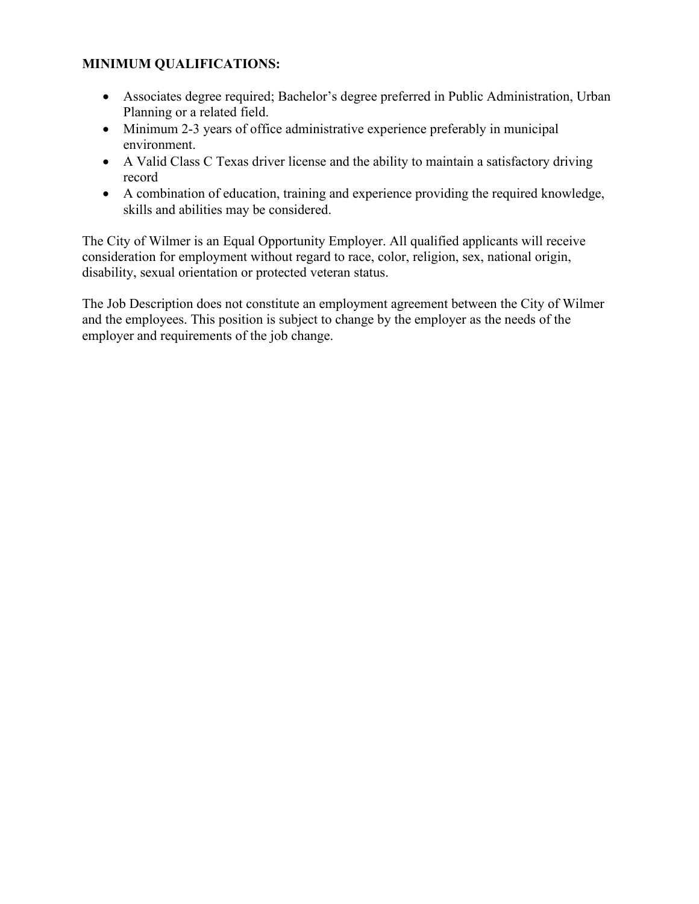**MINIMUM QUALIFICATIONS:**

- Associates degree required; Bachelor's degree preferred in Public Administration, Urban Planning or a related field.
- Minimum 2-3 years of office administrative experience preferably in municipal environment.
- A Valid Class C Texas driver license and the ability to maintain a satisfactory driving record
- A combination of education, training and experience providing the required knowledge, skills and abilities may be considered.

The City of Wilmer is an Equal Opportunity Employer. All qualified applicants will receive consideration for employment without regard to race, color, religion, sex, national origin, disability, sexual orientation or protected veteran status.

The Job Description does not constitute an employment agreement between the City of Wilmer and the employees. This position is subject to change by the employer as the needs of the employer and requirements of the job change.